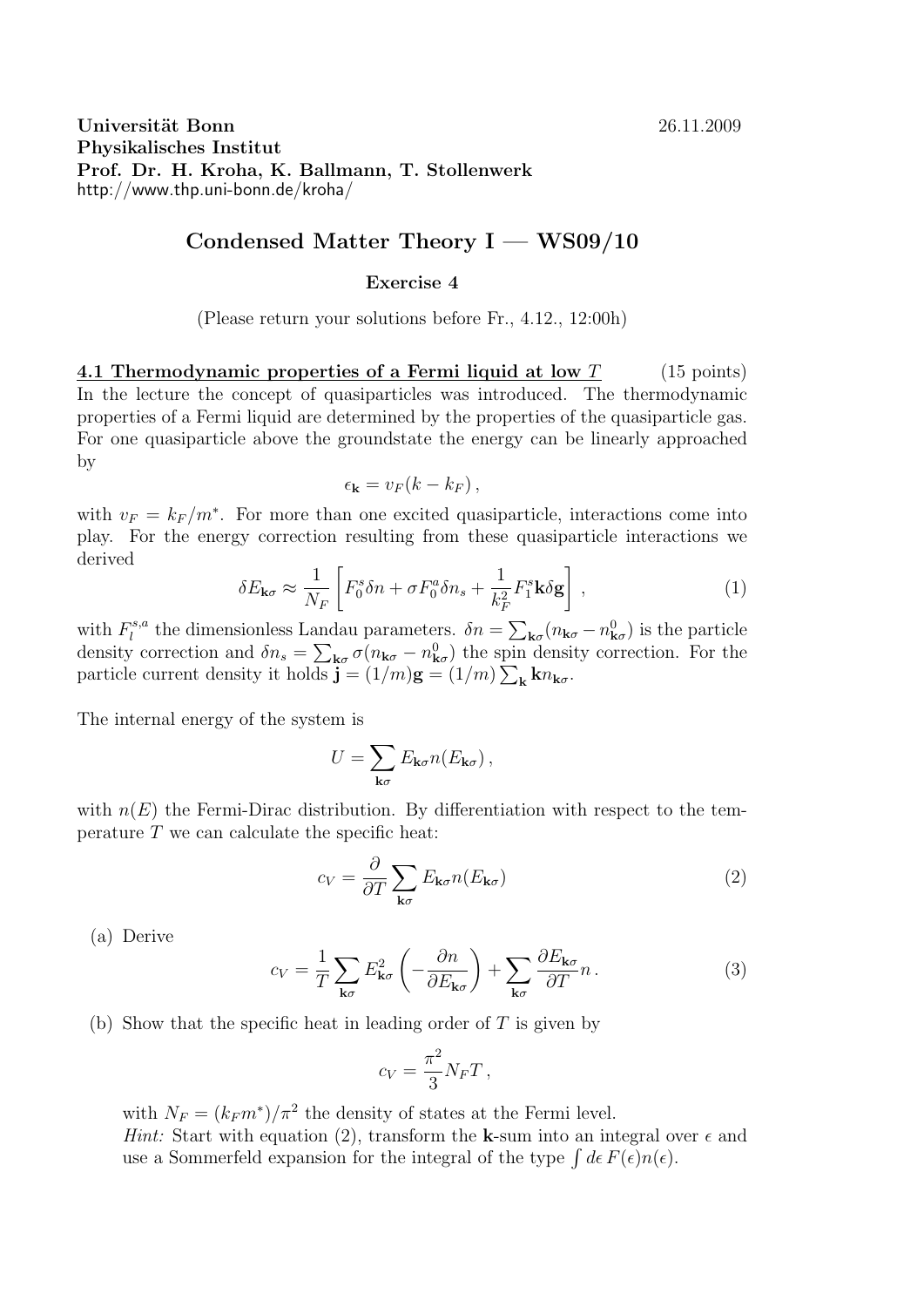**Universität Bonn** 26.11.2009
**Physikalisches Institut**
**Prof. Dr. H. Kroha, K. Ballmann, T. Stollenwerk**
http://www.thp.uni-bonn.de/kroha/

# Condensed Matter Theory I — WS09/10

**Exercise 4**

(Please return your solutions before Fr., 4.12., 12:00h)

**4.1 Thermodynamic properties of a Fermi liquid at low $T$** (15 points)

In the lecture the concept of quasiparticles was introduced. The thermodynamic properties of a Fermi liquid are determined by the properties of the quasiparticle gas. For one quasiparticle above the groundstate the energy can be linearly approached by

$$\epsilon_{\mathbf{k}} = v_F(k - k_F)\,,$$

with $v_F = k_F/m^*$. For more than one excited quasiparticle, interactions come into play. For the energy correction resulting from these quasiparticle interactions we derived

$$\delta E_{\mathbf{k}\sigma} \approx \frac{1}{N_F}\left[F_0^s \delta n + \sigma F_0^a \delta n_s + \frac{1}{k_F^2} F_1^s \mathbf{k}\delta\mathbf{g}\right]\,, \tag{1}$$

with $F_l^{s,a}$ the dimensionless Landau parameters. $\delta n = \sum_{\mathbf{k}\sigma}(n_{\mathbf{k}\sigma} - n^0_{\mathbf{k}\sigma})$ is the particle density correction and $\delta n_s = \sum_{\mathbf{k}\sigma} \sigma(n_{\mathbf{k}\sigma} - n^0_{\mathbf{k}\sigma})$ the spin density correction. For the particle current density it holds $\mathbf{j} = (1/m)\mathbf{g} = (1/m)\sum_{\mathbf{k}} \mathbf{k} n_{\mathbf{k}\sigma}$.

The internal energy of the system is

$$U = \sum_{\mathbf{k}\sigma} E_{\mathbf{k}\sigma} n(E_{\mathbf{k}\sigma})\,,$$

with $n(E)$ the Fermi-Dirac distribution. By differentiation with respect to the temperature $T$ we can calculate the specific heat:

$$c_V = \frac{\partial}{\partial T}\sum_{\mathbf{k}\sigma} E_{\mathbf{k}\sigma} n(E_{\mathbf{k}\sigma}) \tag{2}$$

(a) Derive

$$c_V = \frac{1}{T}\sum_{\mathbf{k}\sigma} E^2_{\mathbf{k}\sigma}\left(-\frac{\partial n}{\partial E_{\mathbf{k}\sigma}}\right) + \sum_{\mathbf{k}\sigma}\frac{\partial E_{\mathbf{k}\sigma}}{\partial T} n\,. \tag{3}$$

(b) Show that the specific heat in leading order of $T$ is given by

$$c_V = \frac{\pi^2}{3} N_F T\,,$$

with $N_F = (k_F m^*)/\pi^2$ the density of states at the Fermi level.
*Hint:* Start with equation (2), transform the $\mathbf{k}$-sum into an integral over $\epsilon$ and use a Sommerfeld expansion for the integral of the type $\int d\epsilon\, F(\epsilon) n(\epsilon)$.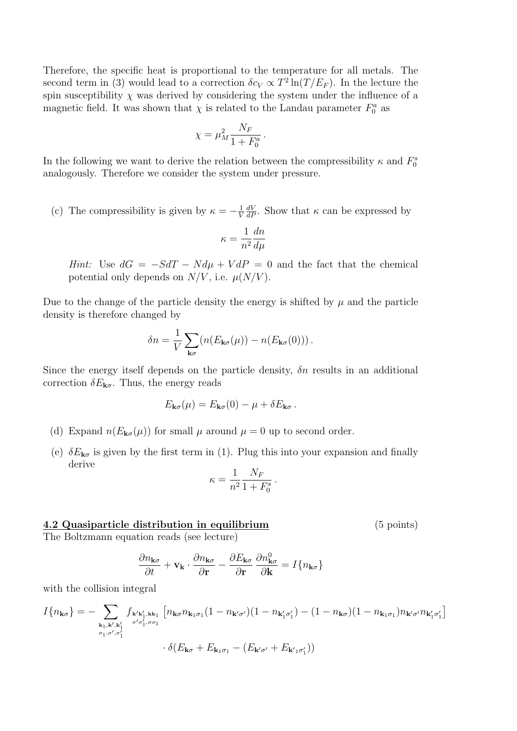Therefore, the specific heat is proportional to the temperature for all metals. The second term in (3) would lead to a correction $\delta c_V \propto T^2 \ln(T/E_F)$. In the lecture the spin susceptibility $\chi$ was derived by considering the system under the influence of a magnetic field. It was shown that $\chi$ is related to the Landau parameter $F_0^a$ as

$$\chi = \mu_M^2 \frac{N_F}{1 + F_0^a} \,.$$

In the following we want to derive the relation between the compressibility $\kappa$ and $F_0^s$ analogously. Therefore we consider the system under pressure.

(c) The compressibility is given by $\kappa = -\frac{1}{V}\frac{dV}{dP}$. Show that $\kappa$ can be expressed by

$$\kappa = \frac{1}{n^2}\frac{dn}{d\mu}$$

*Hint:* Use $dG = -SdT - Nd\mu + VdP = 0$ and the fact that the chemical potential only depends on $N/V$, i.e. $\mu(N/V)$.

Due to the change of the particle density the energy is shifted by $\mu$ and the particle density is therefore changed by

$$\delta n = \frac{1}{V}\sum_{\mathbf{k}\sigma}(n(E_{\mathbf{k}\sigma}(\mu)) - n(E_{\mathbf{k}\sigma}(0)))\,.$$

Since the energy itself depends on the particle density, $\delta n$ results in an additional correction $\delta E_{\mathbf{k}\sigma}$. Thus, the energy reads

$$E_{\mathbf{k}\sigma}(\mu) = E_{\mathbf{k}\sigma}(0) - \mu + \delta E_{\mathbf{k}\sigma}\,.$$

(d) Expand $n(E_{\mathbf{k}\sigma}(\mu))$ for small $\mu$ around $\mu = 0$ up to second order.

(e) $\delta E_{\mathbf{k}\sigma}$ is given by the first term in (1). Plug this into your expansion and finally derive

$$\kappa = \frac{1}{n^2}\frac{N_F}{1 + F_0^s}\,.$$

## 4.2 Quasiparticle distribution in equilibrium (5 points)

The Boltzmann equation reads (see lecture)

$$\frac{\partial n_{\mathbf{k}\sigma}}{\partial t} + \mathbf{v}_{\mathbf{k}} \cdot \frac{\partial n_{\mathbf{k}\sigma}}{\partial \mathbf{r}} - \frac{\partial E_{\mathbf{k}\sigma}}{\partial \mathbf{r}}\frac{\partial n^0_{\mathbf{k}\sigma}}{\partial \mathbf{k}} = I\{n_{\mathbf{k}\sigma}\}$$

with the collision integral

$$I\{n_{\mathbf{k}\sigma}\} = -\sum_{\substack{\mathbf{k}_1,\mathbf{k}',\mathbf{k}'_1\\ \sigma_1,\sigma',\sigma'_1}} f_{\substack{\mathbf{k}'\mathbf{k}'_1,\mathbf{k}\mathbf{k}_1\\ \sigma'\sigma'_1,\sigma\sigma_1}}\left[n_{\mathbf{k}\sigma}n_{\mathbf{k}_1\sigma_1}(1-n_{\mathbf{k}'\sigma'})(1-n_{\mathbf{k}'_1\sigma'_1}) - (1-n_{\mathbf{k}\sigma})(1-n_{\mathbf{k}_1\sigma_1})n_{\mathbf{k}'\sigma'}n_{\mathbf{k}'_1\sigma'_1}\right]$$

$$\cdot\,\delta(E_{\mathbf{k}\sigma} + E_{\mathbf{k}_1\sigma_1} - (E_{\mathbf{k}'\sigma'} + E_{\mathbf{k}'_1\sigma'_1}))$$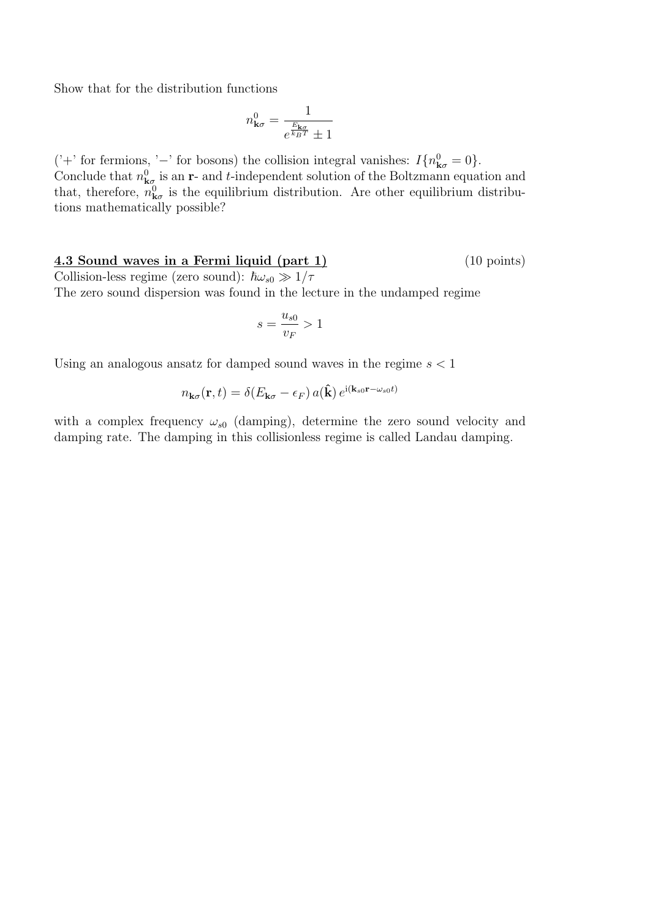Show that for the distribution functions

$$n^0_{\mathbf{k}\sigma} = \frac{1}{e^{\frac{E_{\mathbf{k}\sigma}}{k_B T}} \pm 1}$$

('+' for fermions, '−' for bosons) the collision integral vanishes: $I\{n^0_{\mathbf{k}\sigma} = 0\}$.
Conclude that $n^0_{\mathbf{k}\sigma}$ is an $\mathbf{r}$- and $t$-independent solution of the Boltzmann equation and that, therefore, $n^0_{\mathbf{k}\sigma}$ is the equilibrium distribution. Are other equilibrium distributions mathematically possible?

### 4.3 Sound waves in a Fermi liquid (part 1) (10 points)

Collision-less regime (zero sound): $\hbar\omega_{s0} \gg 1/\tau$

The zero sound dispersion was found in the lecture in the undamped regime

$$s = \frac{u_{s0}}{v_F} > 1$$

Using an analogous ansatz for damped sound waves in the regime $s < 1$

$$n_{\mathbf{k}\sigma}(\mathbf{r}, t) = \delta(E_{\mathbf{k}\sigma} - \epsilon_F)\, a(\hat{\mathbf{k}})\, e^{\mathrm{i}(\mathbf{k}_{s0}\mathbf{r} - \omega_{s0} t)}$$

with a complex frequency $\omega_{s0}$ (damping), determine the zero sound velocity and damping rate. The damping in this collisionless regime is called Landau damping.